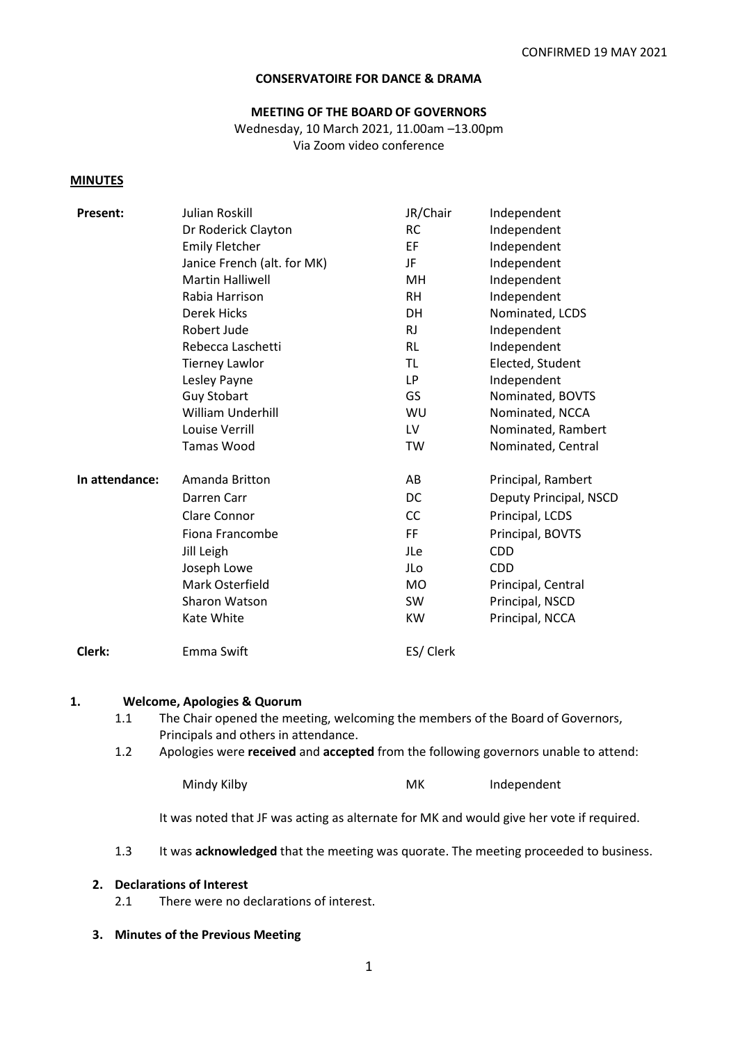CONFIRMED 19 MAY 2021

**CONSERVATOIRE FOR DANCE & DRAMA**

**MEETING OF THE BOARD OF GOVERNORS**

Wednesday, 10 March 2021, 11.00am –13.00pm
Via Zoom video conference

**MINUTES**

| | | | |
|---|---|---|---|
| **Present:** | Julian Roskill | JR/Chair | Independent |
| | Dr Roderick Clayton | RC | Independent |
| | Emily Fletcher | EF | Independent |
| | Janice French (alt. for MK) | JF | Independent |
| | Martin Halliwell | MH | Independent |
| | Rabia Harrison | RH | Independent |
| | Derek Hicks | DH | Nominated, LCDS |
| | Robert Jude | RJ | Independent |
| | Rebecca Laschetti | RL | Independent |
| | Tierney Lawlor | TL | Elected, Student |
| | Lesley Payne | LP | Independent |
| | Guy Stobart | GS | Nominated, BOVTS |
| | William Underhill | WU | Nominated, NCCA |
| | Louise Verrill | LV | Nominated, Rambert |
| | Tamas Wood | TW | Nominated, Central |
| **In attendance:** | Amanda Britton | AB | Principal, Rambert |
| | Darren Carr | DC | Deputy Principal, NSCD |
| | Clare Connor | CC | Principal, LCDS |
| | Fiona Francombe | FF | Principal, BOVTS |
| | Jill Leigh | JLe | CDD |
| | Joseph Lowe | JLo | CDD |
| | Mark Osterfield | MO | Principal, Central |
| | Sharon Watson | SW | Principal, NSCD |
| | Kate White | KW | Principal, NCCA |
| **Clerk:** | Emma Swift | ES/ Clerk | |

**1. Welcome, Apologies & Quorum**

1.1 The Chair opened the meeting, welcoming the members of the Board of Governors, Principals and others in attendance.

1.2 Apologies were **received** and **accepted** from the following governors unable to attend:

| | | |
|---|---|---|
| Mindy Kilby | MK | Independent |

It was noted that JF was acting as alternate for MK and would give her vote if required.

1.3 It was **acknowledged** that the meeting was quorate. The meeting proceeded to business.

**2. Declarations of Interest**

2.1 There were no declarations of interest.

**3. Minutes of the Previous Meeting**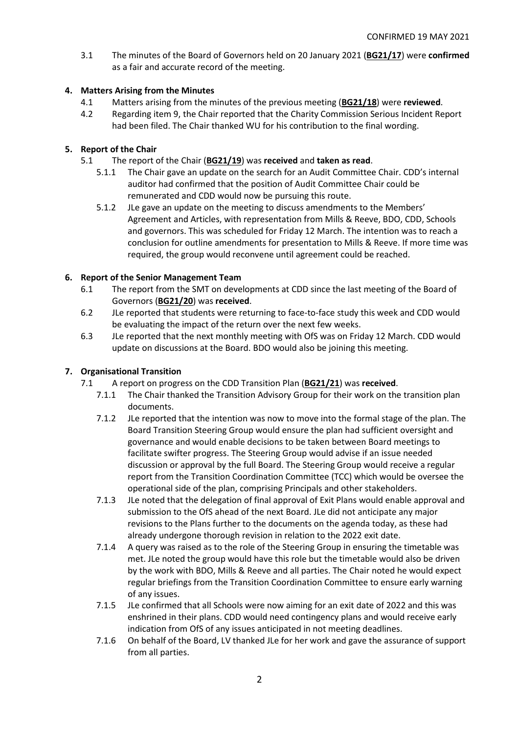CONFIRMED 19 MAY 2021

3.1 The minutes of the Board of Governors held on 20 January 2021 (**BG21/17**) were **confirmed** as a fair and accurate record of the meeting.

**4. Matters Arising from the Minutes**

4.1 Matters arising from the minutes of the previous meeting (**BG21/18**) were **reviewed**.

4.2 Regarding item 9, the Chair reported that the Charity Commission Serious Incident Report had been filed. The Chair thanked WU for his contribution to the final wording.

**5. Report of the Chair**

5.1 The report of the Chair (**BG21/19**) was **received** and **taken as read**.

5.1.1 The Chair gave an update on the search for an Audit Committee Chair. CDD's internal auditor had confirmed that the position of Audit Committee Chair could be remunerated and CDD would now be pursuing this route.

5.1.2 JLe gave an update on the meeting to discuss amendments to the Members' Agreement and Articles, with representation from Mills & Reeve, BDO, CDD, Schools and governors. This was scheduled for Friday 12 March. The intention was to reach a conclusion for outline amendments for presentation to Mills & Reeve. If more time was required, the group would reconvene until agreement could be reached.

**6. Report of the Senior Management Team**

6.1 The report from the SMT on developments at CDD since the last meeting of the Board of Governors (**BG21/20**) was **received**.

6.2 JLe reported that students were returning to face-to-face study this week and CDD would be evaluating the impact of the return over the next few weeks.

6.3 JLe reported that the next monthly meeting with OfS was on Friday 12 March. CDD would update on discussions at the Board. BDO would also be joining this meeting.

**7. Organisational Transition**

7.1 A report on progress on the CDD Transition Plan (**BG21/21**) was **received**.

7.1.1 The Chair thanked the Transition Advisory Group for their work on the transition plan documents.

7.1.2 JLe reported that the intention was now to move into the formal stage of the plan. The Board Transition Steering Group would ensure the plan had sufficient oversight and governance and would enable decisions to be taken between Board meetings to facilitate swifter progress. The Steering Group would advise if an issue needed discussion or approval by the full Board. The Steering Group would receive a regular report from the Transition Coordination Committee (TCC) which would be oversee the operational side of the plan, comprising Principals and other stakeholders.

7.1.3 JLe noted that the delegation of final approval of Exit Plans would enable approval and submission to the OfS ahead of the next Board. JLe did not anticipate any major revisions to the Plans further to the documents on the agenda today, as these had already undergone thorough revision in relation to the 2022 exit date.

7.1.4 A query was raised as to the role of the Steering Group in ensuring the timetable was met. JLe noted the group would have this role but the timetable would also be driven by the work with BDO, Mills & Reeve and all parties. The Chair noted he would expect regular briefings from the Transition Coordination Committee to ensure early warning of any issues.

7.1.5 JLe confirmed that all Schools were now aiming for an exit date of 2022 and this was enshrined in their plans. CDD would need contingency plans and would receive early indication from OfS of any issues anticipated in not meeting deadlines.

7.1.6 On behalf of the Board, LV thanked JLe for her work and gave the assurance of support from all parties.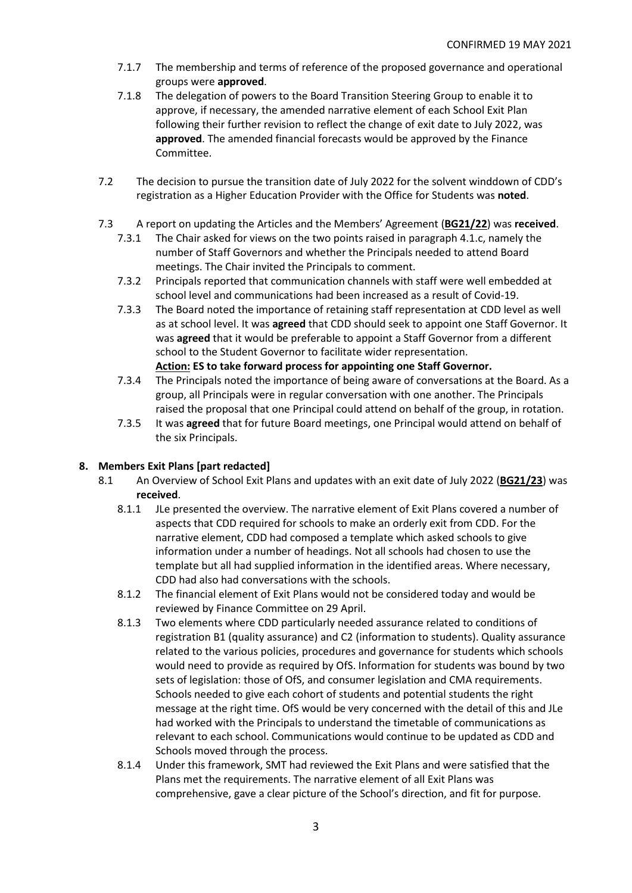7.1.7 The membership and terms of reference of the proposed governance and operational groups were **approved**.

7.1.8 The delegation of powers to the Board Transition Steering Group to enable it to approve, if necessary, the amended narrative element of each School Exit Plan following their further revision to reflect the change of exit date to July 2022, was **approved**. The amended financial forecasts would be approved by the Finance Committee.

7.2 The decision to pursue the transition date of July 2022 for the solvent winddown of CDD's registration as a Higher Education Provider with the Office for Students was **noted**.

7.3 A report on updating the Articles and the Members' Agreement (**BG21/22**) was **received**.

7.3.1 The Chair asked for views on the two points raised in paragraph 4.1.c, namely the number of Staff Governors and whether the Principals needed to attend Board meetings. The Chair invited the Principals to comment.

7.3.2 Principals reported that communication channels with staff were well embedded at school level and communications had been increased as a result of Covid-19.

7.3.3 The Board noted the importance of retaining staff representation at CDD level as well as at school level. It was **agreed** that CDD should seek to appoint one Staff Governor. It was **agreed** that it would be preferable to appoint a Staff Governor from a different school to the Student Governor to facilitate wider representation.
**Action: ES to take forward process for appointing one Staff Governor.**

7.3.4 The Principals noted the importance of being aware of conversations at the Board. As a group, all Principals were in regular conversation with one another. The Principals raised the proposal that one Principal could attend on behalf of the group, in rotation.

7.3.5 It was **agreed** that for future Board meetings, one Principal would attend on behalf of the six Principals.

## 8. Members Exit Plans [part redacted]

8.1 An Overview of School Exit Plans and updates with an exit date of July 2022 (**BG21/23**) was **received**.

8.1.1 JLe presented the overview. The narrative element of Exit Plans covered a number of aspects that CDD required for schools to make an orderly exit from CDD. For the narrative element, CDD had composed a template which asked schools to give information under a number of headings. Not all schools had chosen to use the template but all had supplied information in the identified areas. Where necessary, CDD had also had conversations with the schools.

8.1.2 The financial element of Exit Plans would not be considered today and would be reviewed by Finance Committee on 29 April.

8.1.3 Two elements where CDD particularly needed assurance related to conditions of registration B1 (quality assurance) and C2 (information to students). Quality assurance related to the various policies, procedures and governance for students which schools would need to provide as required by OfS. Information for students was bound by two sets of legislation: those of OfS, and consumer legislation and CMA requirements. Schools needed to give each cohort of students and potential students the right message at the right time. OfS would be very concerned with the detail of this and JLe had worked with the Principals to understand the timetable of communications as relevant to each school. Communications would continue to be updated as CDD and Schools moved through the process.

8.1.4 Under this framework, SMT had reviewed the Exit Plans and were satisfied that the Plans met the requirements. The narrative element of all Exit Plans was comprehensive, gave a clear picture of the School's direction, and fit for purpose.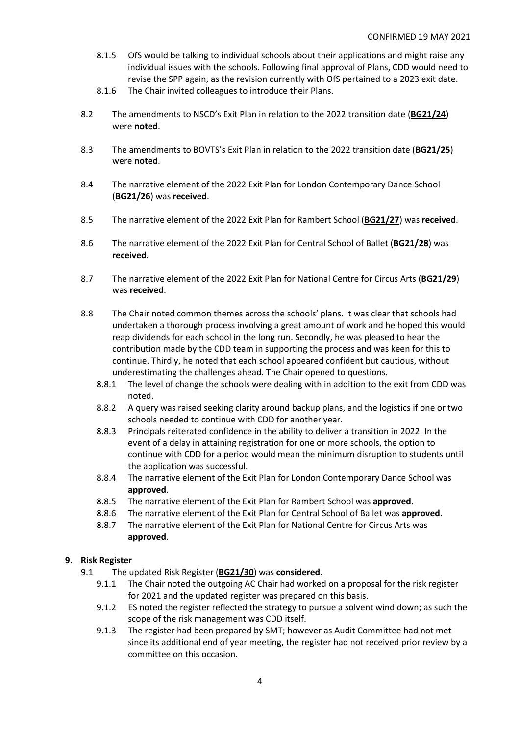CONFIRMED 19 MAY 2021

- 8.1.5 OfS would be talking to individual schools about their applications and might raise any individual issues with the schools. Following final approval of Plans, CDD would need to revise the SPP again, as the revision currently with OfS pertained to a 2023 exit date.
- 8.1.6 The Chair invited colleagues to introduce their Plans.

8.2 The amendments to NSCD's Exit Plan in relation to the 2022 transition date (**BG21/24**) were **noted**.

8.3 The amendments to BOVTS's Exit Plan in relation to the 2022 transition date (**BG21/25**) were **noted**.

8.4 The narrative element of the 2022 Exit Plan for London Contemporary Dance School (**BG21/26**) was **received**.

8.5 The narrative element of the 2022 Exit Plan for Rambert School (**BG21/27**) was **received**.

8.6 The narrative element of the 2022 Exit Plan for Central School of Ballet (**BG21/28**) was **received**.

8.7 The narrative element of the 2022 Exit Plan for National Centre for Circus Arts (**BG21/29**) was **received**.

8.8 The Chair noted common themes across the schools' plans. It was clear that schools had undertaken a thorough process involving a great amount of work and he hoped this would reap dividends for each school in the long run. Secondly, he was pleased to hear the contribution made by the CDD team in supporting the process and was keen for this to continue. Thirdly, he noted that each school appeared confident but cautious, without underestimating the challenges ahead. The Chair opened to questions.

- 8.8.1 The level of change the schools were dealing with in addition to the exit from CDD was noted.
- 8.8.2 A query was raised seeking clarity around backup plans, and the logistics if one or two schools needed to continue with CDD for another year.
- 8.8.3 Principals reiterated confidence in the ability to deliver a transition in 2022. In the event of a delay in attaining registration for one or more schools, the option to continue with CDD for a period would mean the minimum disruption to students until the application was successful.
- 8.8.4 The narrative element of the Exit Plan for London Contemporary Dance School was **approved**.
- 8.8.5 The narrative element of the Exit Plan for Rambert School was **approved**.
- 8.8.6 The narrative element of the Exit Plan for Central School of Ballet was **approved**.
- 8.8.7 The narrative element of the Exit Plan for National Centre for Circus Arts was **approved**.

## 9. Risk Register

9.1 The updated Risk Register (**BG21/30**) was **considered**.

- 9.1.1 The Chair noted the outgoing AC Chair had worked on a proposal for the risk register for 2021 and the updated register was prepared on this basis.
- 9.1.2 ES noted the register reflected the strategy to pursue a solvent wind down; as such the scope of the risk management was CDD itself.
- 9.1.3 The register had been prepared by SMT; however as Audit Committee had not met since its additional end of year meeting, the register had not received prior review by a committee on this occasion.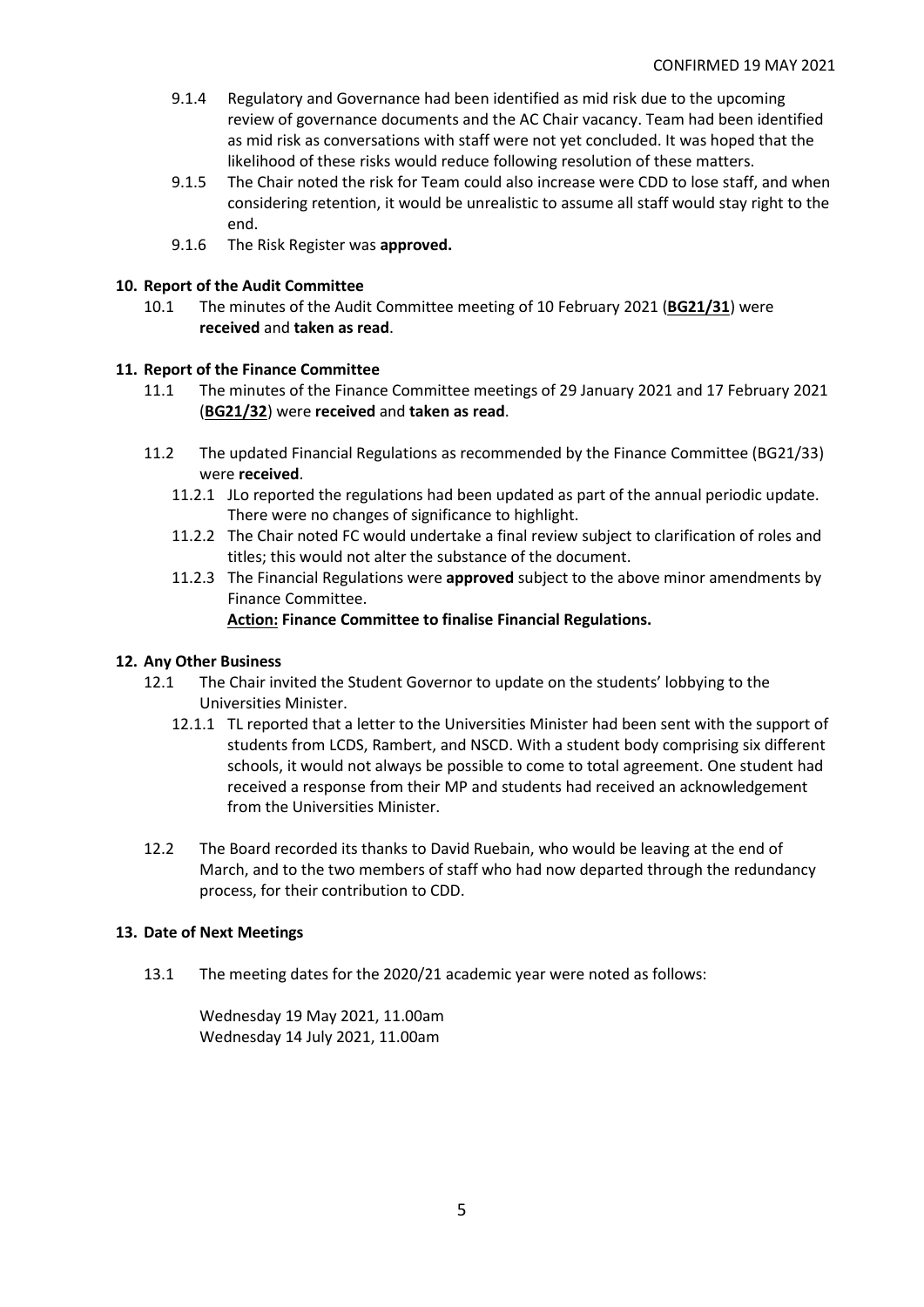CONFIRMED 19 MAY 2021

9.1.4 Regulatory and Governance had been identified as mid risk due to the upcoming review of governance documents and the AC Chair vacancy. Team had been identified as mid risk as conversations with staff were not yet concluded. It was hoped that the likelihood of these risks would reduce following resolution of these matters.

9.1.5 The Chair noted the risk for Team could also increase were CDD to lose staff, and when considering retention, it would be unrealistic to assume all staff would stay right to the end.

9.1.6 The Risk Register was **approved.**

**10. Report of the Audit Committee**

10.1 The minutes of the Audit Committee meeting of 10 February 2021 (**BG21/31**) were **received** and **taken as read**.

**11. Report of the Finance Committee**

11.1 The minutes of the Finance Committee meetings of 29 January 2021 and 17 February 2021 (**BG21/32**) were **received** and **taken as read**.

11.2 The updated Financial Regulations as recommended by the Finance Committee (BG21/33) were **received**.

11.2.1 JLo reported the regulations had been updated as part of the annual periodic update. There were no changes of significance to highlight.

11.2.2 The Chair noted FC would undertake a final review subject to clarification of roles and titles; this would not alter the substance of the document.

11.2.3 The Financial Regulations were **approved** subject to the above minor amendments by Finance Committee.

**Action: Finance Committee to finalise Financial Regulations.**

**12. Any Other Business**

12.1 The Chair invited the Student Governor to update on the students' lobbying to the Universities Minister.

12.1.1 TL reported that a letter to the Universities Minister had been sent with the support of students from LCDS, Rambert, and NSCD. With a student body comprising six different schools, it would not always be possible to come to total agreement. One student had received a response from their MP and students had received an acknowledgement from the Universities Minister.

12.2 The Board recorded its thanks to David Ruebain, who would be leaving at the end of March, and to the two members of staff who had now departed through the redundancy process, for their contribution to CDD.

**13. Date of Next Meetings**

13.1 The meeting dates for the 2020/21 academic year were noted as follows:

Wednesday 19 May 2021, 11.00am
Wednesday 14 July 2021, 11.00am